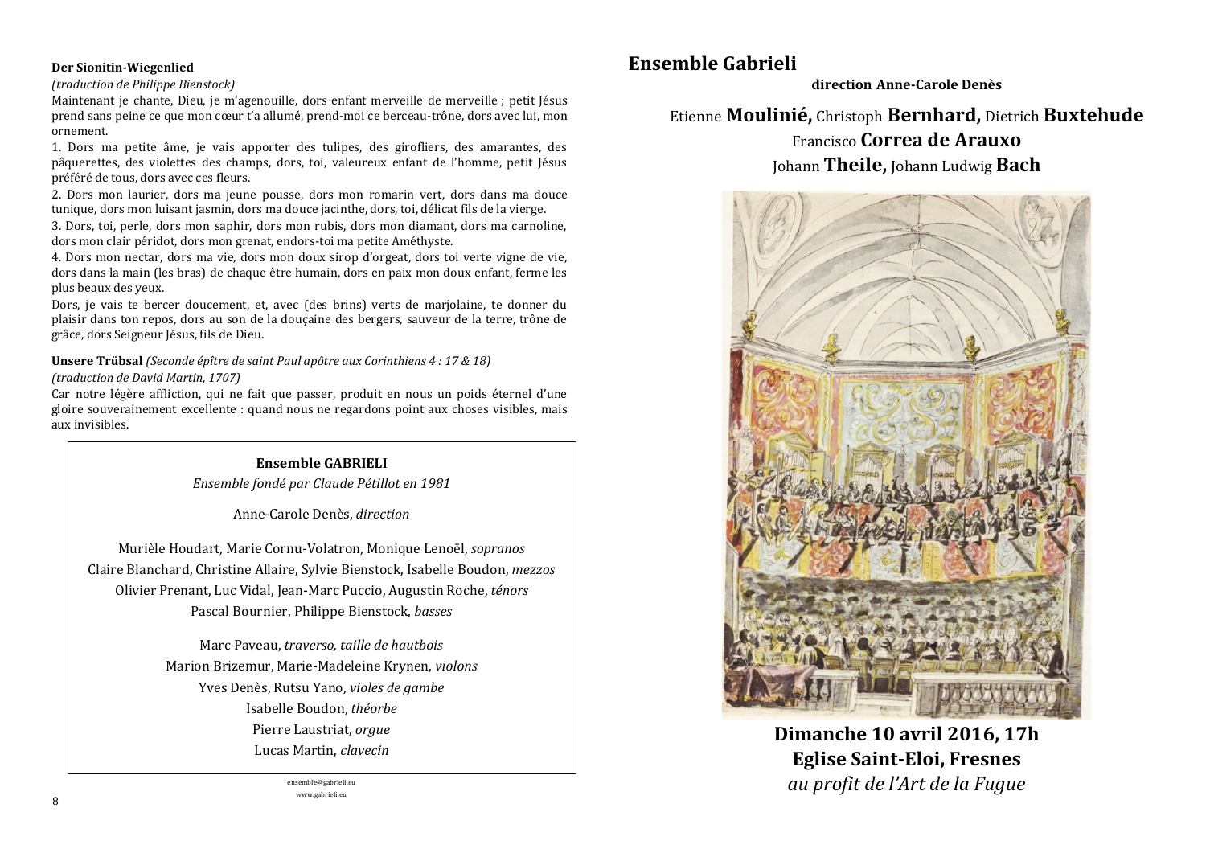**Der Sionitin-Wiegenlied**

*(traduction de Philippe Bienstock)*

Maintenant je chante, Dieu, je m'agenouille, dors enfant merveille de merveille ; petit Jésus prend sans peine ce que mon cœur t'a allumé, prend-moi ce berceau-trône, dors avec lui, mon ornement.

1. Dors ma petite âme, je vais apporter des tulipes, des girofliers, des amarantes, des pâquerettes, des violettes des champs, dors, toi, valeureux enfant de l'homme, petit Jésus préféré de tous, dors avec ces fleurs.

2. Dors mon laurier, dors ma jeune pousse, dors mon romarin vert, dors dans ma douce tunique, dors mon luisant jasmin, dors ma douce jacinthe, dors, toi, délicat fils de la vierge.

3. Dors, toi, perle, dors mon saphir, dors mon rubis, dors mon diamant, dors ma carnoline, dors mon clair péridot, dors mon grenat, endors-toi ma petite Améthyste.

4. Dors mon nectar, dors ma vie, dors mon doux sirop d'orgeat, dors toi verte vigne de vie, dors dans la main (les bras) de chaque être humain, dors en paix mon doux enfant, ferme les plus beaux des yeux.

Dors, je vais te bercer doucement, et, avec (des brins) verts de marjolaine, te donner du plaisir dans ton repos, dors au son de la douçaine des bergers, sauveur de la terre, trône de grâce, dors Seigneur Jésus, fils de Dieu.

**Unsere Trübsal** *(Seconde épître de saint Paul apôtre aux Corinthiens 4 : 17 & 18)*

*(traduction de David Martin, 1707)*

Car notre légère affliction, qui ne fait que passer, produit en nous un poids éternel d'une gloire souverainement excellente : quand nous ne regardons point aux choses visibles, mais aux invisibles.

**Ensemble GABRIELI**

*Ensemble fondé par Claude Pétillot en 1981*

Anne-Carole Denès, *direction*

Murièle Houdart, Marie Cornu-Volatron, Monique Lenoël, *sopranos*
Claire Blanchard, Christine Allaire, Sylvie Bienstock, Isabelle Boudon, *mezzos*
Olivier Prenant, Luc Vidal, Jean-Marc Puccio, Augustin Roche, *ténors*
Pascal Bournier, Philippe Bienstock, *basses*

Marc Paveau, *traverso, taille de hautbois*
Marion Brizemur, Marie-Madeleine Krynen, *violons*
Yves Denès, Rutsu Yano, *violes de gambe*
Isabelle Boudon, *théorbe*
Pierre Laustriat, *orgue*
Lucas Martin, *clavecin*

ensemble@gabrieli.eu
www.gabrieli.eu

# Ensemble Gabrieli

**direction Anne-Carole Denès**

Etienne **Moulinié,** Christoph **Bernhard,** Dietrich **Buxtehude**
Francisco **Correa de Arauxo**
Johann **Theile,** Johann Ludwig **Bach**

**Dimanche 10 avril 2016, 17h**
**Eglise Saint-Eloi, Fresnes**
***au profit de l'Art de la Fugue***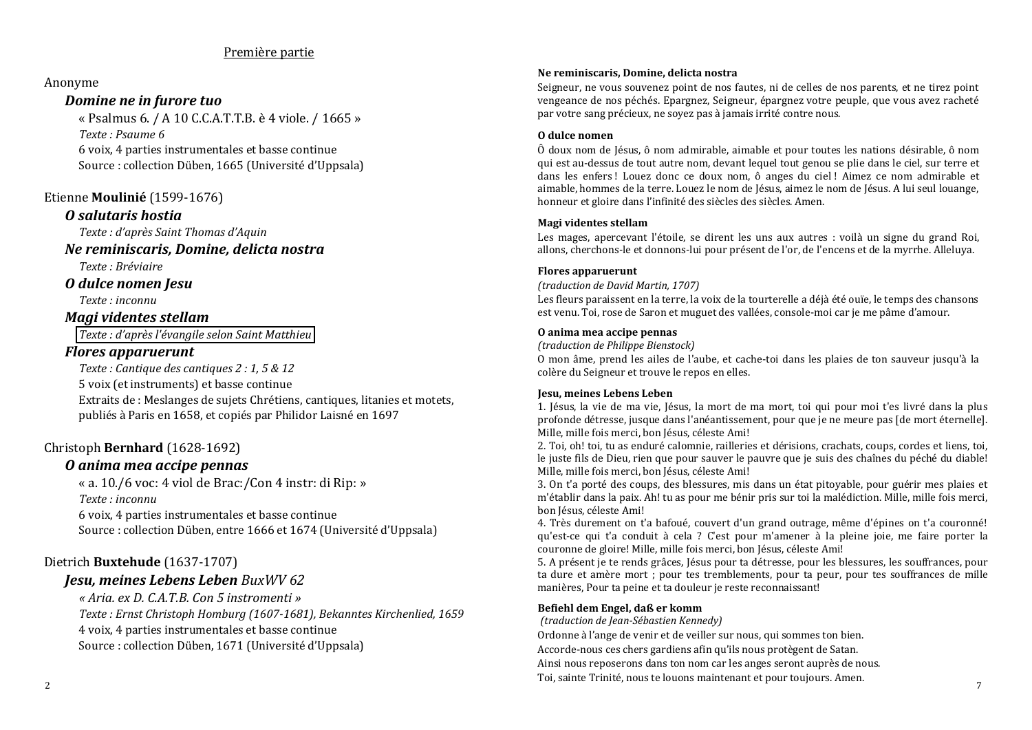## Première partie

Anonyme

***Domine ne in furore tuo***

« Psalmus 6. / A 10 C.C.A.T.T.B. è 4 viole. / 1665 »

*Texte : Psaume 6*

6 voix, 4 parties instrumentales et basse continue

Source : collection Düben, 1665 (Université d'Uppsala)

Etienne **Moulinié** (1599-1676)

***O salutaris hostia***

*Texte : d'après Saint Thomas d'Aquin*

***Ne reminiscaris, Domine, delicta nostra***

*Texte : Bréviaire*

***O dulce nomen Jesu***

*Texte : inconnu*

***Magi videntes stellam***

*Texte : d'après l'évangile selon Saint Matthieu*

***Flores apparuerunt***

*Texte : Cantique des cantiques 2 : 1, 5 & 12*

5 voix (et instruments) et basse continue

Extraits de : Meslanges de sujets Chrétiens, cantiques, litanies et motets, publiés à Paris en 1658, et copiés par Philidor Laisné en 1697

Christoph **Bernhard** (1628-1692)

***O anima mea accipe pennas***

« a. 10./6 voc: 4 viol de Brac:/Con 4 instr: di Rip: »

*Texte : inconnu*

6 voix, 4 parties instrumentales et basse continue

Source : collection Düben, entre 1666 et 1674 (Université d'Uppsala)

Dietrich **Buxtehude** (1637-1707)

***Jesu, meines Lebens Leben*** *BuxWV 62*

*« Aria. ex D. C.A.T.B. Con 5 instromenti »*

*Texte : Ernst Christoph Homburg (1607-1681), Bekanntes Kirchenlied, 1659*

4 voix, 4 parties instrumentales et basse continue

Source : collection Düben, 1671 (Université d'Uppsala)

**Ne reminiscaris, Domine, delicta nostra**

Seigneur, ne vous souvenez point de nos fautes, ni de celles de nos parents, et ne tirez point vengeance de nos péchés. Epargnez, Seigneur, épargnez votre peuple, que vous avez racheté par votre sang précieux, ne soyez pas à jamais irrité contre nous.

**O dulce nomen**

Ô doux nom de Jésus, ô nom admirable, aimable et pour toutes les nations désirable, ô nom qui est au-dessus de tout autre nom, devant lequel tout genou se plie dans le ciel, sur terre et dans les enfers ! Louez donc ce doux nom, ô anges du ciel ! Aimez ce nom admirable et aimable, hommes de la terre. Louez le nom de Jésus, aimez le nom de Jésus. A lui seul louange, honneur et gloire dans l'infinité des siècles des siècles. Amen.

**Magi videntes stellam**

Les mages, apercevant l'étoile, se dirent les uns aux autres : voilà un signe du grand Roi, allons, cherchons-le et donnons-lui pour présent de l'or, de l'encens et de la myrrhe. Alleluya.

**Flores apparuerunt**

*(traduction de David Martin, 1707)*

Les fleurs paraissent en la terre, la voix de la tourterelle a déjà été ouïe, le temps des chansons est venu. Toi, rose de Saron et muguet des vallées, console-moi car je me pâme d'amour.

**O anima mea accipe pennas**

*(traduction de Philippe Bienstock)*

O mon âme, prend les ailes de l'aube, et cache-toi dans les plaies de ton sauveur jusqu'à la colère du Seigneur et trouve le repos en elles.

**Jesu, meines Lebens Leben**

1. Jésus, la vie de ma vie, Jésus, la mort de ma mort, toi qui pour moi t'es livré dans la plus profonde détresse, jusque dans l'anéantissement, pour que je ne meure pas [de mort éternelle]. Mille, mille fois merci, bon Jésus, céleste Ami!

2. Toi, oh! toi, tu as enduré calomnie, railleries et dérisions, crachats, coups, cordes et liens, toi, le juste fils de Dieu, rien que pour sauver le pauvre que je suis des chaînes du péché du diable! Mille, mille fois merci, bon Jésus, céleste Ami!

3. On t'a porté des coups, des blessures, mis dans un état pitoyable, pour guérir mes plaies et m'établir dans la paix. Ah! tu as pour me bénir pris sur toi la malédiction. Mille, mille fois merci, bon Jésus, céleste Ami!

4. Très durement on t'a bafoué, couvert d'un grand outrage, même d'épines on t'a couronné! qu'est-ce qui t'a conduit à cela ? C'est pour m'amener à la pleine joie, me faire porter la couronne de gloire! Mille, mille fois merci, bon Jésus, céleste Ami!

5. A présent je te rends grâces, Jésus pour ta détresse, pour les blessures, les souffrances, pour ta dure et amère mort ; pour tes tremblements, pour ta peur, pour tes souffrances de mille manières, Pour ta peine et ta douleur je reste reconnaissant!

**Befiehl dem Engel, daß er komm**

*(traduction de Jean-Sébastien Kennedy)*

Ordonne à l'ange de venir et de veiller sur nous, qui sommes ton bien.

Accorde-nous ces chers gardiens afin qu'ils nous protègent de Satan.

Ainsi nous reposerons dans ton nom car les anges seront auprès de nous.

Toi, sainte Trinité, nous te louons maintenant et pour toujours. Amen.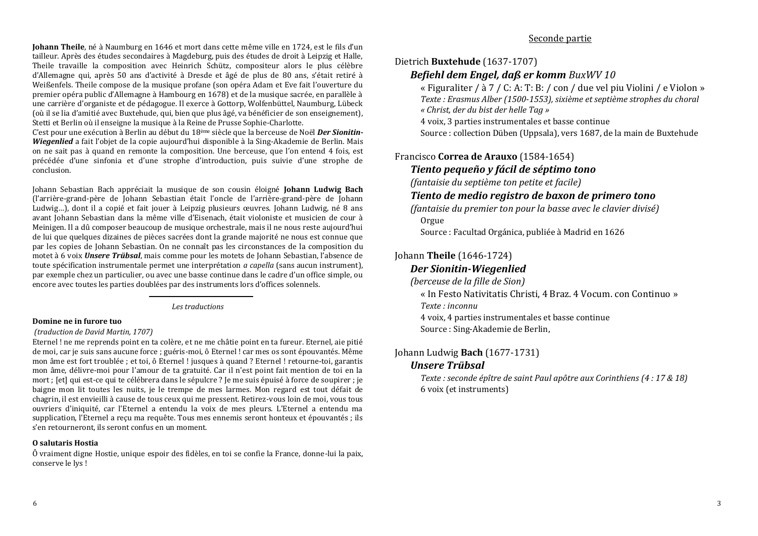**Johann Theile**, né à Naumburg en 1646 et mort dans cette même ville en 1724, est le fils d'un tailleur. Après des études secondaires à Magdeburg, puis des études de droit à Leipzig et Halle, Theile travaille la composition avec Heinrich Schütz, compositeur alors le plus célèbre d'Allemagne qui, après 50 ans d'activité à Dresde et âgé de plus de 80 ans, s'était retiré à Weißenfels. Theile compose de la musique profane (son opéra Adam et Eve fait l'ouverture du premier opéra public d'Allemagne à Hambourg en 1678) et de la musique sacrée, en parallèle à une carrière d'organiste et de pédagogue. Il exerce à Gottorp, Wolfenbüttel, Naumburg, Lübeck (où il se lia d'amitié avec Buxtehude, qui, bien que plus âgé, va bénéficier de son enseignement), Stetti et Berlin où il enseigne la musique à la Reine de Prusse Sophie-Charlotte.

C'est pour une exécution à Berlin au début du 18ème siècle que la berceuse de Noël ***Der Sionitin-Wiegenlied*** a fait l'objet de la copie aujourd'hui disponible à la Sing-Akademie de Berlin. Mais on ne sait pas à quand en remonte la composition. Une berceuse, que l'on entend 4 fois, est précédée d'une sinfonia et d'une strophe d'introduction, puis suivie d'une strophe de conclusion.

Johann Sebastian Bach appréciait la musique de son cousin éloigné **Johann Ludwig Bach** (l'arrière-grand-père de Johann Sebastian était l'oncle de l'arrière-grand-père de Johann Ludwig…), dont il a copié et fait jouer à Leipzig plusieurs œuvres. Johann Ludwig, né 8 ans avant Johann Sebastian dans la même ville d'Eisenach, était violoniste et musicien de cour à Meinigen. Il a dû composer beaucoup de musique orchestrale, mais il ne nous reste aujourd'hui de lui que quelques dizaines de pièces sacrées dont la grande majorité ne nous est connue que par les copies de Johann Sebastian. On ne connaît pas les circonstances de la composition du motet à 6 voix ***Unsere Trübsal***, mais comme pour les motets de Johann Sebastian, l'absence de toute spécification instrumentale permet une interprétation *a capella* (sans aucun instrument), par exemple chez un particulier, ou avec une basse continue dans le cadre d'un office simple, ou encore avec toutes les parties doublées par des instruments lors d'offices solennels.

---

*Les traductions*

**Domine ne in furore tuo**

*(traduction de David Martin, 1707)*

Eternel ! ne me reprends point en ta colère, et ne me châtie point en ta fureur. Eternel, aie pitié de moi, car je suis sans aucune force ; guéris-moi, ô Eternel ! car mes os sont épouvantés. Même mon âme est fort troublée ; et toi, ô Eternel ! jusques à quand ? Eternel ! retourne-toi, garantis mon âme, délivre-moi pour l'amour de ta gratuité. Car il n'est point fait mention de toi en la mort ; [et] qui est-ce qui te célébrera dans le sépulcre ? Je me suis épuisé à force de soupirer ; je baigne mon lit toutes les nuits, je le trempe de mes larmes. Mon regard est tout défait de chagrin, il est envieilli à cause de tous ceux qui me pressent. Retirez-vous loin de moi, vous tous ouvriers d'iniquité, car l'Eternel a entendu la voix de mes pleurs. L'Eternel a entendu ma supplication, l'Eternel a reçu ma requête. Tous mes ennemis seront honteux et épouvantés ; ils s'en retourneront, ils seront confus en un moment.

**O salutaris Hostia**

Ô vraiment digne Hostie, unique espoir des fidèles, en toi se confie la France, donne-lui la paix, conserve le lys !

## Seconde partie

Dietrich **Buxtehude** (1637-1707)

***Befiehl dem Engel, daß er komm*** *BuxWV 10*

« Figuraliter / à 7 / C: A: T: B: / con / due vel piu Violini / e Violon »
*Texte : Erasmus Alber (1500-1553), sixième et septième strophes du choral « Christ, der du bist der helle Tag »*
4 voix, 3 parties instrumentales et basse continue
Source : collection Düben (Uppsala), vers 1687, de la main de Buxtehude

Francisco **Correa de Arauxo** (1584-1654)

***Tiento pequeño y fácil de séptimo tono***

*(fantaisie du septième ton petite et facile)*

***Tiento de medio registro de baxon de primero tono***

*(fantaisie du premier ton pour la basse avec le clavier divisé)*
Orgue
Source : Facultad Orgánica, publiée à Madrid en 1626

Johann **Theile** (1646-1724)

***Der Sionitin-Wiegenlied***

*(berceuse de la fille de Sion)*
« In Festo Nativitatis Christi, 4 Braz. 4 Vocum. con Continuo »
*Texte : inconnu*
4 voix, 4 parties instrumentales et basse continue
Source : Sing-Akademie de Berlin,

Johann Ludwig **Bach** (1677-1731)

***Unsere Trübsal***

*Texte : seconde épître de saint Paul apôtre aux Corinthiens (4 : 17 & 18)*
6 voix (et instruments)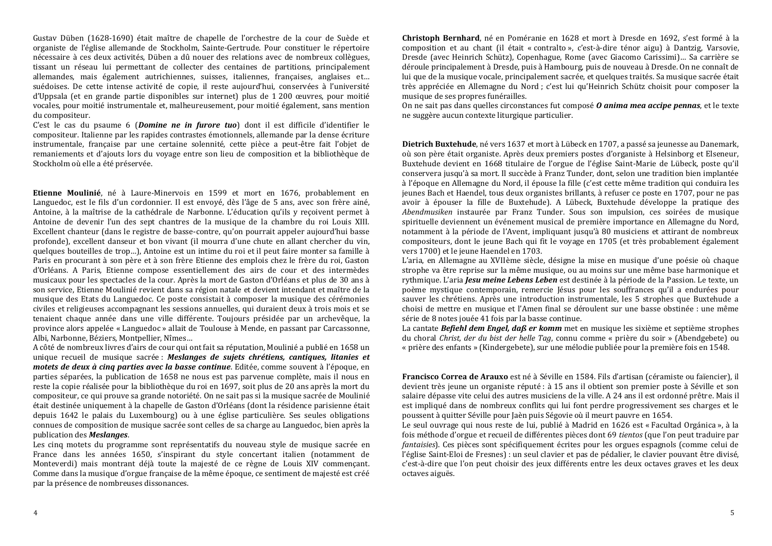Gustav Düben (1628-1690) était maître de chapelle de l'orchestre de la cour de Suède et organiste de l'église allemande de Stockholm, Sainte-Gertrude. Pour constituer le répertoire nécessaire à ces deux activités, Düben a dû nouer des relations avec de nombreux collègues, tissant un réseau lui permettant de collecter des centaines de partitions, principalement allemandes, mais également autrichiennes, suisses, italiennes, françaises, anglaises et… suédoises. De cette intense activité de copie, il reste aujourd'hui, conservées à l'université d'Uppsala (et en grande partie disponibles sur internet) plus de 1 200 œuvres, pour moitié vocales, pour moitié instrumentale et, malheureusement, pour moitié également, sans mention du compositeur.

C'est le cas du psaume 6 (***Domine ne in furore tuo***) dont il est difficile d'identifier le compositeur. Italienne par les rapides contrastes émotionnels, allemande par la dense écriture instrumentale, française par une certaine solennité, cette pièce a peut-être fait l'objet de remaniements et d'ajouts lors du voyage entre son lieu de composition et la bibliothèque de Stockholm où elle a été préservée.

**Etienne Moulinié**, né à Laure-Minervois en 1599 et mort en 1676, probablement en Languedoc, est le fils d'un cordonnier. Il est envoyé, dès l'âge de 5 ans, avec son frère aîné, Antoine, à la maîtrise de la cathédrale de Narbonne. L'éducation qu'ils y reçoivent permet à Antoine de devenir l'un des sept chantres de la musique de la chambre du roi Louis XIII. Excellent chanteur (dans le registre de basse-contre, qu'on pourrait appeler aujourd'hui basse profonde), excellent danseur et bon vivant (il mourra d'une chute en allant chercher du vin, quelques bouteilles de trop…), Antoine est un intime du roi et il peut faire monter sa famille à Paris en procurant à son père et à son frère Etienne des emplois chez le frère du roi, Gaston d'Orléans. A Paris, Etienne compose essentiellement des airs de cour et des intermèdes musicaux pour les spectacles de la cour. Après la mort de Gaston d'Orléans et plus de 30 ans à son service, Etienne Moulinié revient dans sa région natale et devient intendant et maître de la musique des Etats du Languedoc. Ce poste consistait à composer la musique des cérémonies civiles et religieuses accompagnant les sessions annuelles, qui duraient deux à trois mois et se tenaient chaque année dans une ville différente. Toujours présidée par un archevêque, la province alors appelée « Languedoc » allait de Toulouse à Mende, en passant par Carcassonne, Albi, Narbonne, Béziers, Montpellier, Nîmes…

A côté de nombreux livres d'airs de cour qui ont fait sa réputation, Moulinié a publié en 1658 un unique recueil de musique sacrée : ***Meslanges de sujets chrétiens, cantiques, litanies et motets de deux à cinq parties avec la basse continue***. Editée, comme souvent à l'époque, en parties séparées, la publication de 1658 ne nous est pas parvenue complète, mais il nous en reste la copie réalisée pour la bibliothèque du roi en 1697, soit plus de 20 ans après la mort du compositeur, ce qui prouve sa grande notoriété. On ne sait pas si la musique sacrée de Moulinié était destinée uniquement à la chapelle de Gaston d'Orléans (dont la résidence parisienne était depuis 1642 le palais du Luxembourg) ou à une église particulière. Ses seules obligations connues de composition de musique sacrée sont celles de sa charge au Languedoc, bien après la publication des ***Meslanges***.

Les cinq motets du programme sont représentatifs du nouveau style de musique sacrée en France dans les années 1650, s'inspirant du style concertant italien (notamment de Monteverdi) mais montrant déjà toute la majesté de ce règne de Louis XIV commençant. Comme dans la musique d'orgue française de la même époque, ce sentiment de majesté est créé par la présence de nombreuses dissonances.

**Christoph Bernhard**, né en Poméranie en 1628 et mort à Dresde en 1692, s'est formé à la composition et au chant (il était « contralto », c'est-à-dire ténor aigu) à Dantzig, Varsovie, Dresde (avec Heinrich Schütz), Copenhague, Rome (avec Giacomo Carissimi)… Sa carrière se déroule principalement à Dresde, puis à Hambourg, puis de nouveau à Dresde. On ne connaît de lui que de la musique vocale, principalement sacrée, et quelques traités. Sa musique sacrée était très appréciée en Allemagne du Nord ; c'est lui qu'Heinrich Schütz choisit pour composer la musique de ses propres funérailles.

On ne sait pas dans quelles circonstances fut composé ***O anima mea accipe pennas***, et le texte ne suggère aucun contexte liturgique particulier.

**Dietrich Buxtehude**, né vers 1637 et mort à Lübeck en 1707, a passé sa jeunesse au Danemark, où son père était organiste. Après deux premiers postes d'organiste à Helsinborg et Elseneur, Buxtehude devient en 1668 titulaire de l'orgue de l'église Sainte-Marie de Lübeck, poste qu'il conservera jusqu'à sa mort. Il succède à Franz Tunder, dont, selon une tradition bien implantée à l'époque en Allemagne du Nord, il épouse la fille (c'est cette même tradition qui conduira les jeunes Bach et Haendel, tous deux organistes brillants, à refuser ce poste en 1707, pour ne pas avoir à épouser la fille de Buxtehude). A Lübeck, Buxtehude développe la pratique des *Abendmusiken* instaurée par Franz Tunder. Sous son impulsion, ces soirées de musique spirituelle deviennent un événement musical de première importance en Allemagne du Nord, notamment à la période de l'Avent, impliquant jusqu'à 80 musiciens et attirant de nombreux compositeurs, dont le jeune Bach qui fit le voyage en 1705 (et très probablement également vers 1700) et le jeune Haendel en 1703.

L'aria, en Allemagne au XVIIème siècle, désigne la mise en musique d'une poésie où chaque strophe va être reprise sur la même musique, ou au moins sur une même base harmonique et rythmique. L'aria ***Jesu meine Lebens Leben*** est destinée à la période de la Passion. Le texte, un poème mystique contemporain, remercie Jésus pour les souffrances qu'il a endurées pour sauver les chrétiens. Après une introduction instrumentale, les 5 strophes que Buxtehude a choisi de mettre en musique et l'Amen final se déroulent sur une basse obstinée : une même série de 8 notes jouée 41 fois par la basse continue.

La cantate ***Befiehl dem Engel, daß er komm*** met en musique les sixième et septième strophes du choral *Christ, der du bist der helle Tag*, connu comme « prière du soir » (Abendgebete) ou « prière des enfants » (Kindergebete), sur une mélodie publiée pour la première fois en 1548.

**Francisco Correa de Arauxo** est né à Séville en 1584. Fils d'artisan (céramiste ou faïencier), il devient très jeune un organiste réputé : à 15 ans il obtient son premier poste à Séville et son salaire dépasse vite celui des autres musiciens de la ville. A 24 ans il est ordonné prêtre. Mais il est impliqué dans de nombreux conflits qui lui font perdre progressivement ses charges et le poussent à quitter Séville pour Jaèn puis Ségovie où il meurt pauvre en 1654.

Le seul ouvrage qui nous reste de lui, publié à Madrid en 1626 est « Facultad Orgánica », à la fois méthode d'orgue et recueil de différentes pièces dont 69 *tientos* (que l'on peut traduire par *fantaisies*). Ces pièces sont spécifiquement écrites pour les orgues espagnols (comme celui de l'église Saint-Eloi de Fresnes) : un seul clavier et pas de pédalier, le clavier pouvant être divisé, c'est-à-dire que l'on peut choisir des jeux différents entre les deux octaves graves et les deux octaves aiguës.